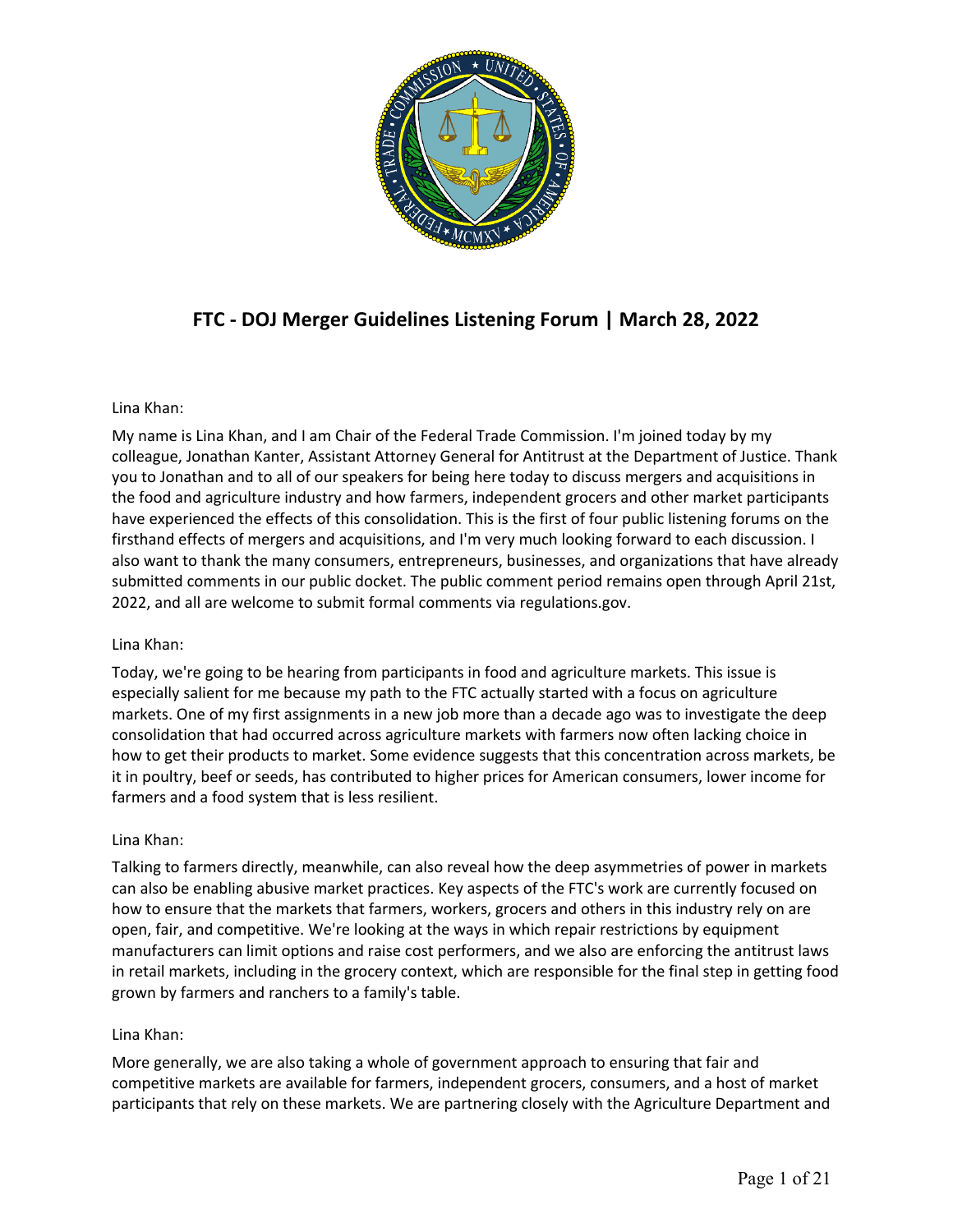# FTC - DOJ Merger Guidelines Listening Forum | March 28, 2022

Lina Khan:

My name is Lina Khan, and I am Chair of the Federal Trade Commission. I'm joined today by my colleague, Jonathan Kanter, Assistant Attorney General for Antitrust at the Department of Justice. Thank you to Jonathan and to all of our speakers for being here today to discuss mergers and acquisitions in the food and agriculture industry and how farmers, independent grocers and other market participants have experienced the effects of this consolidation. This is the first of four public listening forums on the firsthand effects of mergers and acquisitions, and I'm very much looking forward to each discussion. I also want to thank the many consumers, entrepreneurs, businesses, and organizations that have already submitted comments in our public docket. The public comment period remains open through April 21st, 2022, and all are welcome to submit formal comments via regulations.gov.

Lina Khan:

Today, we're going to be hearing from participants in food and agriculture markets. This issue is especially salient for me because my path to the FTC actually started with a focus on agriculture markets. One of my first assignments in a new job more than a decade ago was to investigate the deep consolidation that had occurred across agriculture markets with farmers now often lacking choice in how to get their products to market. Some evidence suggests that this concentration across markets, be it in poultry, beef or seeds, has contributed to higher prices for American consumers, lower income for farmers and a food system that is less resilient.

Lina Khan:

Talking to farmers directly, meanwhile, can also reveal how the deep asymmetries of power in markets can also be enabling abusive market practices. Key aspects of the FTC's work are currently focused on how to ensure that the markets that farmers, workers, grocers and others in this industry rely on are open, fair, and competitive. We're looking at the ways in which repair restrictions by equipment manufacturers can limit options and raise cost performers, and we also are enforcing the antitrust laws in retail markets, including in the grocery context, which are responsible for the final step in getting food grown by farmers and ranchers to a family's table.

Lina Khan:

More generally, we are also taking a whole of government approach to ensuring that fair and competitive markets are available for farmers, independent grocers, consumers, and a host of market participants that rely on these markets. We are partnering closely with the Agriculture Department and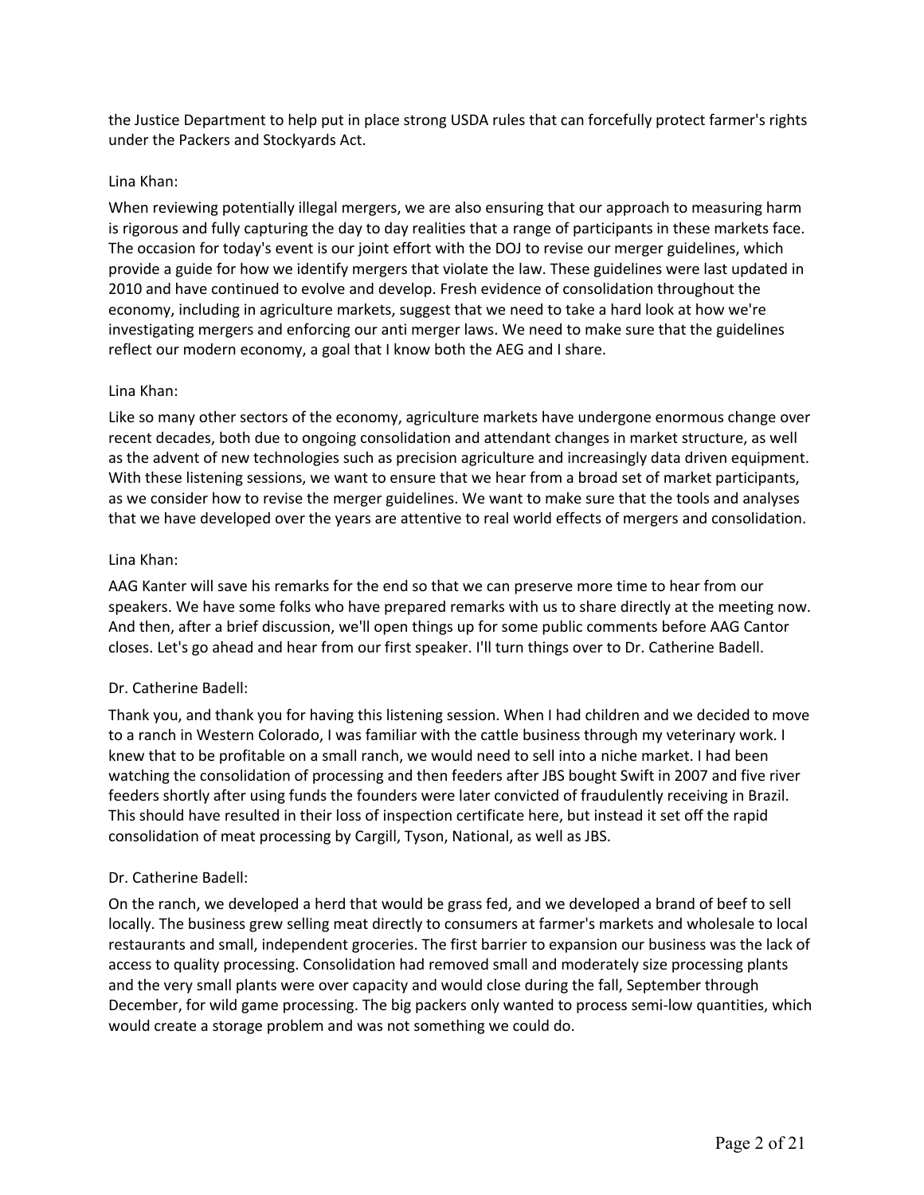the Justice Department to help put in place strong USDA rules that can forcefully protect farmer's rights under the Packers and Stockyards Act.

Lina Khan:

When reviewing potentially illegal mergers, we are also ensuring that our approach to measuring harm is rigorous and fully capturing the day to day realities that a range of participants in these markets face. The occasion for today's event is our joint effort with the DOJ to revise our merger guidelines, which provide a guide for how we identify mergers that violate the law. These guidelines were last updated in 2010 and have continued to evolve and develop. Fresh evidence of consolidation throughout the economy, including in agriculture markets, suggest that we need to take a hard look at how we're investigating mergers and enforcing our anti merger laws. We need to make sure that the guidelines reflect our modern economy, a goal that I know both the AEG and I share.

Lina Khan:

Like so many other sectors of the economy, agriculture markets have undergone enormous change over recent decades, both due to ongoing consolidation and attendant changes in market structure, as well as the advent of new technologies such as precision agriculture and increasingly data driven equipment. With these listening sessions, we want to ensure that we hear from a broad set of market participants, as we consider how to revise the merger guidelines. We want to make sure that the tools and analyses that we have developed over the years are attentive to real world effects of mergers and consolidation.

Lina Khan:

AAG Kanter will save his remarks for the end so that we can preserve more time to hear from our speakers. We have some folks who have prepared remarks with us to share directly at the meeting now. And then, after a brief discussion, we'll open things up for some public comments before AAG Cantor closes. Let's go ahead and hear from our first speaker. I'll turn things over to Dr. Catherine Badell.

Dr. Catherine Badell:

Thank you, and thank you for having this listening session. When I had children and we decided to move to a ranch in Western Colorado, I was familiar with the cattle business through my veterinary work. I knew that to be profitable on a small ranch, we would need to sell into a niche market. I had been watching the consolidation of processing and then feeders after JBS bought Swift in 2007 and five river feeders shortly after using funds the founders were later convicted of fraudulently receiving in Brazil. This should have resulted in their loss of inspection certificate here, but instead it set off the rapid consolidation of meat processing by Cargill, Tyson, National, as well as JBS.

Dr. Catherine Badell:

On the ranch, we developed a herd that would be grass fed, and we developed a brand of beef to sell locally. The business grew selling meat directly to consumers at farmer's markets and wholesale to local restaurants and small, independent groceries. The first barrier to expansion our business was the lack of access to quality processing. Consolidation had removed small and moderately size processing plants and the very small plants were over capacity and would close during the fall, September through December, for wild game processing. The big packers only wanted to process semi-low quantities, which would create a storage problem and was not something we could do.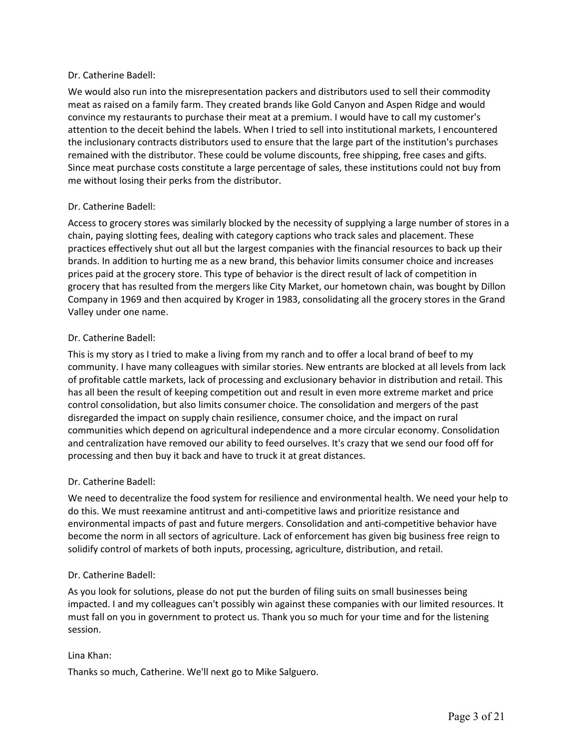Dr. Catherine Badell:

We would also run into the misrepresentation packers and distributors used to sell their commodity meat as raised on a family farm. They created brands like Gold Canyon and Aspen Ridge and would convince my restaurants to purchase their meat at a premium. I would have to call my customer's attention to the deceit behind the labels. When I tried to sell into institutional markets, I encountered the inclusionary contracts distributors used to ensure that the large part of the institution's purchases remained with the distributor. These could be volume discounts, free shipping, free cases and gifts. Since meat purchase costs constitute a large percentage of sales, these institutions could not buy from me without losing their perks from the distributor.

Dr. Catherine Badell:

Access to grocery stores was similarly blocked by the necessity of supplying a large number of stores in a chain, paying slotting fees, dealing with category captions who track sales and placement. These practices effectively shut out all but the largest companies with the financial resources to back up their brands. In addition to hurting me as a new brand, this behavior limits consumer choice and increases prices paid at the grocery store. This type of behavior is the direct result of lack of competition in grocery that has resulted from the mergers like City Market, our hometown chain, was bought by Dillon Company in 1969 and then acquired by Kroger in 1983, consolidating all the grocery stores in the Grand Valley under one name.

Dr. Catherine Badell:

This is my story as I tried to make a living from my ranch and to offer a local brand of beef to my community. I have many colleagues with similar stories. New entrants are blocked at all levels from lack of profitable cattle markets, lack of processing and exclusionary behavior in distribution and retail. This has all been the result of keeping competition out and result in even more extreme market and price control consolidation, but also limits consumer choice. The consolidation and mergers of the past disregarded the impact on supply chain resilience, consumer choice, and the impact on rural communities which depend on agricultural independence and a more circular economy. Consolidation and centralization have removed our ability to feed ourselves. It's crazy that we send our food off for processing and then buy it back and have to truck it at great distances.

Dr. Catherine Badell:

We need to decentralize the food system for resilience and environmental health. We need your help to do this. We must reexamine antitrust and anti-competitive laws and prioritize resistance and environmental impacts of past and future mergers. Consolidation and anti-competitive behavior have become the norm in all sectors of agriculture. Lack of enforcement has given big business free reign to solidify control of markets of both inputs, processing, agriculture, distribution, and retail.

Dr. Catherine Badell:

As you look for solutions, please do not put the burden of filing suits on small businesses being impacted. I and my colleagues can't possibly win against these companies with our limited resources. It must fall on you in government to protect us. Thank you so much for your time and for the listening session.

Lina Khan:

Thanks so much, Catherine. We'll next go to Mike Salguero.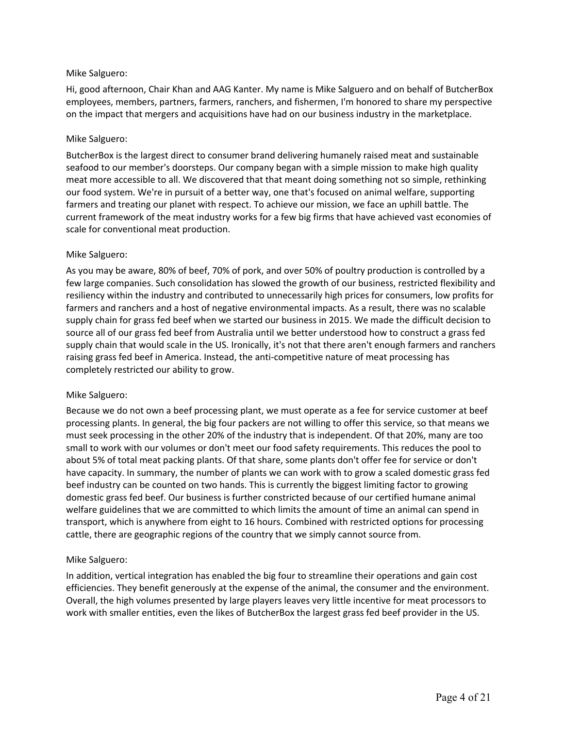Mike Salguero:

Hi, good afternoon, Chair Khan and AAG Kanter. My name is Mike Salguero and on behalf of ButcherBox employees, members, partners, farmers, ranchers, and fishermen, I'm honored to share my perspective on the impact that mergers and acquisitions have had on our business industry in the marketplace.

Mike Salguero:

ButcherBox is the largest direct to consumer brand delivering humanely raised meat and sustainable seafood to our member's doorsteps. Our company began with a simple mission to make high quality meat more accessible to all. We discovered that that meant doing something not so simple, rethinking our food system. We're in pursuit of a better way, one that's focused on animal welfare, supporting farmers and treating our planet with respect. To achieve our mission, we face an uphill battle. The current framework of the meat industry works for a few big firms that have achieved vast economies of scale for conventional meat production.

Mike Salguero:

As you may be aware, 80% of beef, 70% of pork, and over 50% of poultry production is controlled by a few large companies. Such consolidation has slowed the growth of our business, restricted flexibility and resiliency within the industry and contributed to unnecessarily high prices for consumers, low profits for farmers and ranchers and a host of negative environmental impacts. As a result, there was no scalable supply chain for grass fed beef when we started our business in 2015. We made the difficult decision to source all of our grass fed beef from Australia until we better understood how to construct a grass fed supply chain that would scale in the US. Ironically, it's not that there aren't enough farmers and ranchers raising grass fed beef in America. Instead, the anti-competitive nature of meat processing has completely restricted our ability to grow.

Mike Salguero:

Because we do not own a beef processing plant, we must operate as a fee for service customer at beef processing plants. In general, the big four packers are not willing to offer this service, so that means we must seek processing in the other 20% of the industry that is independent. Of that 20%, many are too small to work with our volumes or don't meet our food safety requirements. This reduces the pool to about 5% of total meat packing plants. Of that share, some plants don't offer fee for service or don't have capacity. In summary, the number of plants we can work with to grow a scaled domestic grass fed beef industry can be counted on two hands. This is currently the biggest limiting factor to growing domestic grass fed beef. Our business is further constricted because of our certified humane animal welfare guidelines that we are committed to which limits the amount of time an animal can spend in transport, which is anywhere from eight to 16 hours. Combined with restricted options for processing cattle, there are geographic regions of the country that we simply cannot source from.

Mike Salguero:

In addition, vertical integration has enabled the big four to streamline their operations and gain cost efficiencies. They benefit generously at the expense of the animal, the consumer and the environment. Overall, the high volumes presented by large players leaves very little incentive for meat processors to work with smaller entities, even the likes of ButcherBox the largest grass fed beef provider in the US.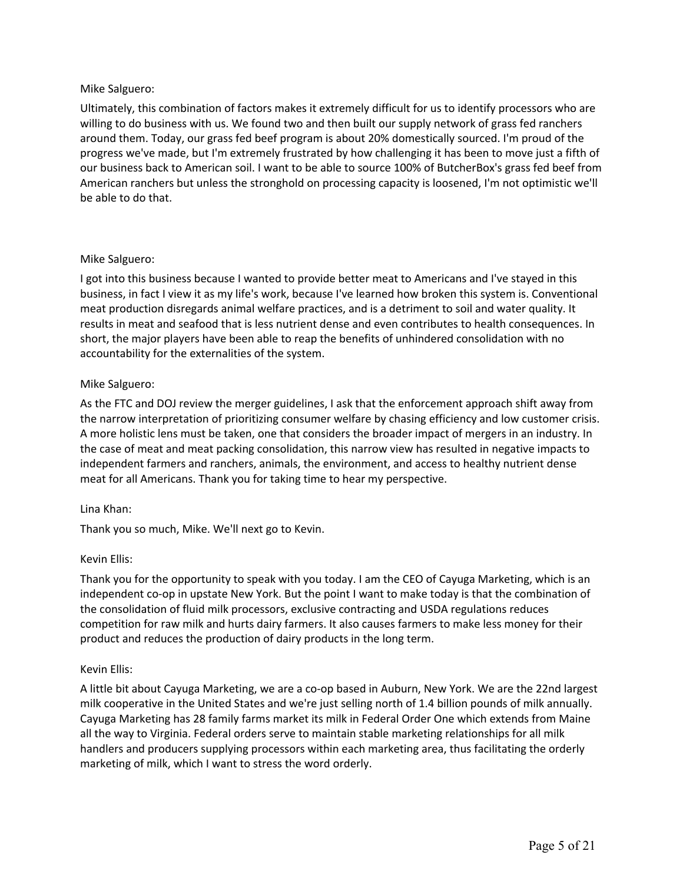Mike Salguero:

Ultimately, this combination of factors makes it extremely difficult for us to identify processors who are willing to do business with us. We found two and then built our supply network of grass fed ranchers around them. Today, our grass fed beef program is about 20% domestically sourced. I'm proud of the progress we've made, but I'm extremely frustrated by how challenging it has been to move just a fifth of our business back to American soil. I want to be able to source 100% of ButcherBox's grass fed beef from American ranchers but unless the stronghold on processing capacity is loosened, I'm not optimistic we'll be able to do that.

Mike Salguero:

I got into this business because I wanted to provide better meat to Americans and I've stayed in this business, in fact I view it as my life's work, because I've learned how broken this system is. Conventional meat production disregards animal welfare practices, and is a detriment to soil and water quality. It results in meat and seafood that is less nutrient dense and even contributes to health consequences. In short, the major players have been able to reap the benefits of unhindered consolidation with no accountability for the externalities of the system.

Mike Salguero:

As the FTC and DOJ review the merger guidelines, I ask that the enforcement approach shift away from the narrow interpretation of prioritizing consumer welfare by chasing efficiency and low customer crisis. A more holistic lens must be taken, one that considers the broader impact of mergers in an industry. In the case of meat and meat packing consolidation, this narrow view has resulted in negative impacts to independent farmers and ranchers, animals, the environment, and access to healthy nutrient dense meat for all Americans. Thank you for taking time to hear my perspective.

Lina Khan:

Thank you so much, Mike. We'll next go to Kevin.

Kevin Ellis:

Thank you for the opportunity to speak with you today. I am the CEO of Cayuga Marketing, which is an independent co-op in upstate New York. But the point I want to make today is that the combination of the consolidation of fluid milk processors, exclusive contracting and USDA regulations reduces competition for raw milk and hurts dairy farmers. It also causes farmers to make less money for their product and reduces the production of dairy products in the long term.

Kevin Ellis:

A little bit about Cayuga Marketing, we are a co-op based in Auburn, New York. We are the 22nd largest milk cooperative in the United States and we're just selling north of 1.4 billion pounds of milk annually. Cayuga Marketing has 28 family farms market its milk in Federal Order One which extends from Maine all the way to Virginia. Federal orders serve to maintain stable marketing relationships for all milk handlers and producers supplying processors within each marketing area, thus facilitating the orderly marketing of milk, which I want to stress the word orderly.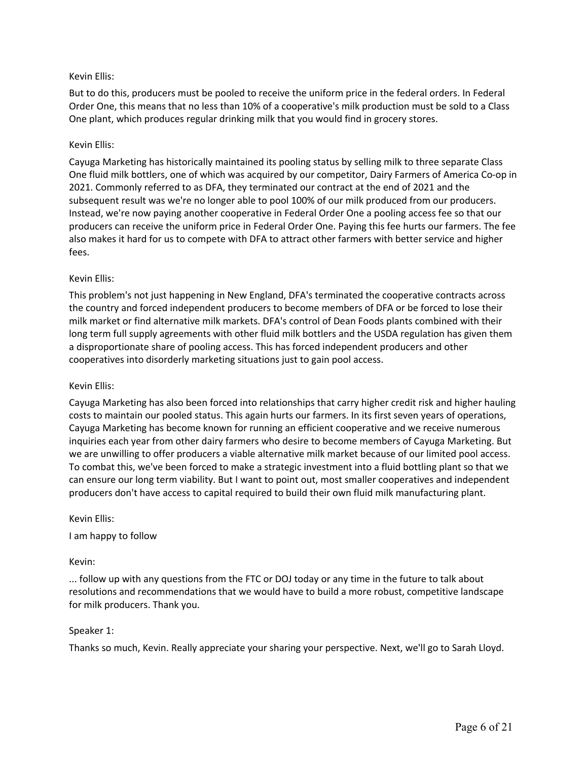Kevin Ellis:

But to do this, producers must be pooled to receive the uniform price in the federal orders. In Federal Order One, this means that no less than 10% of a cooperative's milk production must be sold to a Class One plant, which produces regular drinking milk that you would find in grocery stores.

Kevin Ellis:

Cayuga Marketing has historically maintained its pooling status by selling milk to three separate Class One fluid milk bottlers, one of which was acquired by our competitor, Dairy Farmers of America Co-op in 2021. Commonly referred to as DFA, they terminated our contract at the end of 2021 and the subsequent result was we're no longer able to pool 100% of our milk produced from our producers. Instead, we're now paying another cooperative in Federal Order One a pooling access fee so that our producers can receive the uniform price in Federal Order One. Paying this fee hurts our farmers. The fee also makes it hard for us to compete with DFA to attract other farmers with better service and higher fees.

Kevin Ellis:

This problem's not just happening in New England, DFA's terminated the cooperative contracts across the country and forced independent producers to become members of DFA or be forced to lose their milk market or find alternative milk markets. DFA's control of Dean Foods plants combined with their long term full supply agreements with other fluid milk bottlers and the USDA regulation has given them a disproportionate share of pooling access. This has forced independent producers and other cooperatives into disorderly marketing situations just to gain pool access.

Kevin Ellis:

Cayuga Marketing has also been forced into relationships that carry higher credit risk and higher hauling costs to maintain our pooled status. This again hurts our farmers. In its first seven years of operations, Cayuga Marketing has become known for running an efficient cooperative and we receive numerous inquiries each year from other dairy farmers who desire to become members of Cayuga Marketing. But we are unwilling to offer producers a viable alternative milk market because of our limited pool access. To combat this, we've been forced to make a strategic investment into a fluid bottling plant so that we can ensure our long term viability. But I want to point out, most smaller cooperatives and independent producers don't have access to capital required to build their own fluid milk manufacturing plant.

Kevin Ellis:

I am happy to follow

Kevin:

... follow up with any questions from the FTC or DOJ today or any time in the future to talk about resolutions and recommendations that we would have to build a more robust, competitive landscape for milk producers. Thank you.

Speaker 1:

Thanks so much, Kevin. Really appreciate your sharing your perspective. Next, we'll go to Sarah Lloyd.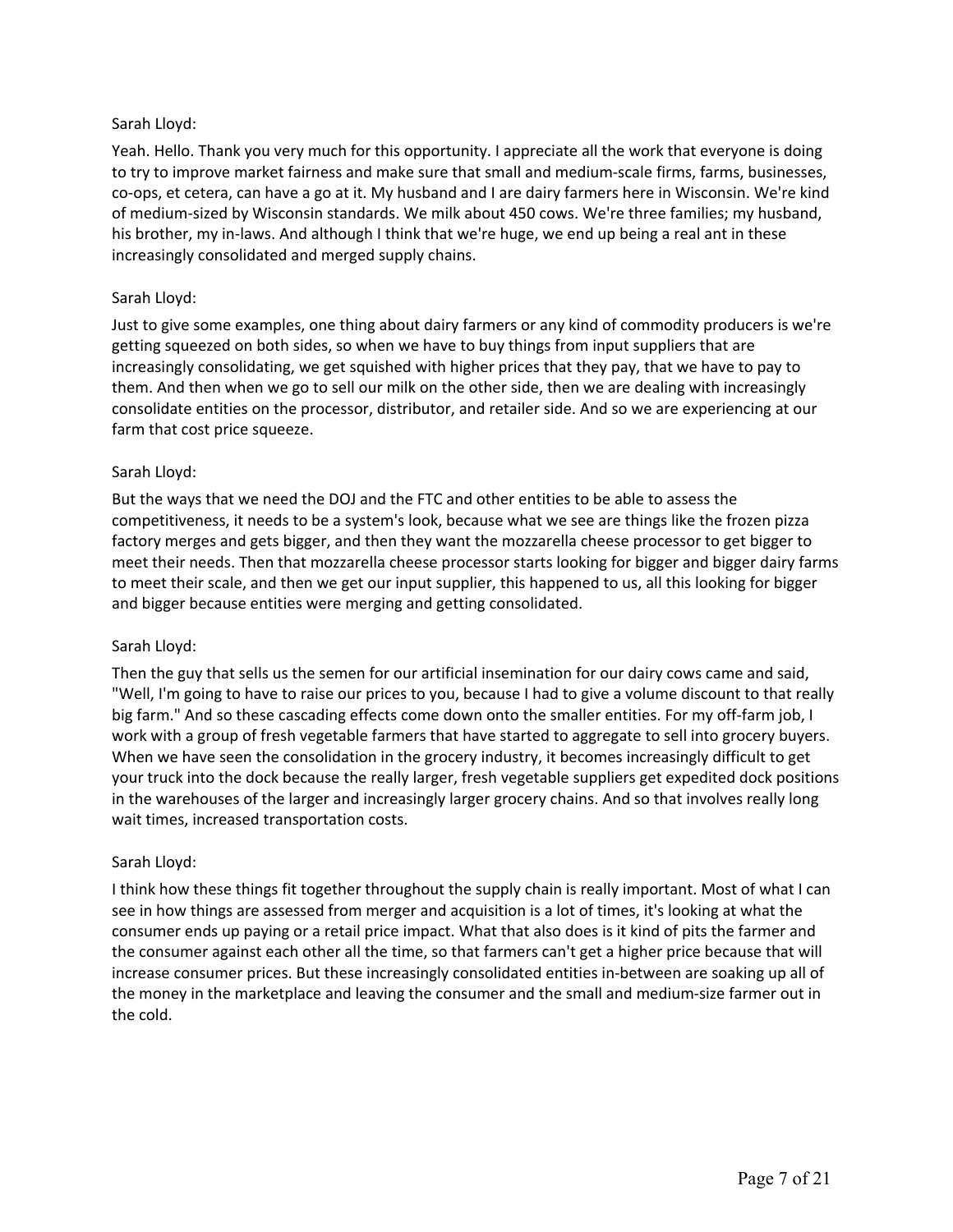Sarah Lloyd:

Yeah. Hello. Thank you very much for this opportunity. I appreciate all the work that everyone is doing to try to improve market fairness and make sure that small and medium-scale firms, farms, businesses, co-ops, et cetera, can have a go at it. My husband and I are dairy farmers here in Wisconsin. We're kind of medium-sized by Wisconsin standards. We milk about 450 cows. We're three families; my husband, his brother, my in-laws. And although I think that we're huge, we end up being a real ant in these increasingly consolidated and merged supply chains.

Sarah Lloyd:

Just to give some examples, one thing about dairy farmers or any kind of commodity producers is we're getting squeezed on both sides, so when we have to buy things from input suppliers that are increasingly consolidating, we get squished with higher prices that they pay, that we have to pay to them. And then when we go to sell our milk on the other side, then we are dealing with increasingly consolidate entities on the processor, distributor, and retailer side. And so we are experiencing at our farm that cost price squeeze.

Sarah Lloyd:

But the ways that we need the DOJ and the FTC and other entities to be able to assess the competitiveness, it needs to be a system's look, because what we see are things like the frozen pizza factory merges and gets bigger, and then they want the mozzarella cheese processor to get bigger to meet their needs. Then that mozzarella cheese processor starts looking for bigger and bigger dairy farms to meet their scale, and then we get our input supplier, this happened to us, all this looking for bigger and bigger because entities were merging and getting consolidated.

Sarah Lloyd:

Then the guy that sells us the semen for our artificial insemination for our dairy cows came and said, "Well, I'm going to have to raise our prices to you, because I had to give a volume discount to that really big farm." And so these cascading effects come down onto the smaller entities. For my off-farm job, I work with a group of fresh vegetable farmers that have started to aggregate to sell into grocery buyers. When we have seen the consolidation in the grocery industry, it becomes increasingly difficult to get your truck into the dock because the really larger, fresh vegetable suppliers get expedited dock positions in the warehouses of the larger and increasingly larger grocery chains. And so that involves really long wait times, increased transportation costs.

Sarah Lloyd:

I think how these things fit together throughout the supply chain is really important. Most of what I can see in how things are assessed from merger and acquisition is a lot of times, it's looking at what the consumer ends up paying or a retail price impact. What that also does is it kind of pits the farmer and the consumer against each other all the time, so that farmers can't get a higher price because that will increase consumer prices. But these increasingly consolidated entities in-between are soaking up all of the money in the marketplace and leaving the consumer and the small and medium-size farmer out in the cold.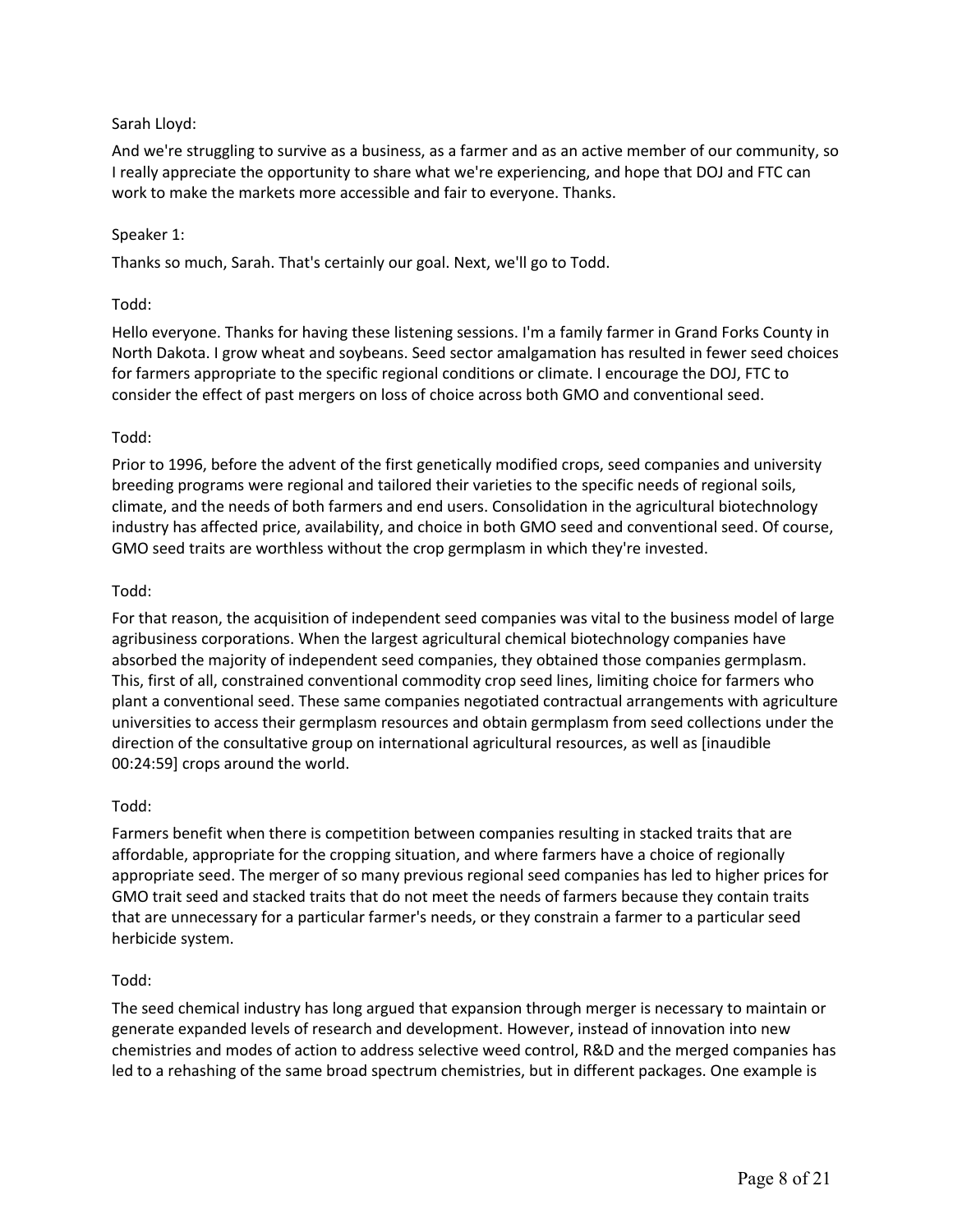Sarah Lloyd:

And we're struggling to survive as a business, as a farmer and as an active member of our community, so I really appreciate the opportunity to share what we're experiencing, and hope that DOJ and FTC can work to make the markets more accessible and fair to everyone. Thanks.

Speaker 1:

Thanks so much, Sarah. That's certainly our goal. Next, we'll go to Todd.

Todd:

Hello everyone. Thanks for having these listening sessions. I'm a family farmer in Grand Forks County in North Dakota. I grow wheat and soybeans. Seed sector amalgamation has resulted in fewer seed choices for farmers appropriate to the specific regional conditions or climate. I encourage the DOJ, FTC to consider the effect of past mergers on loss of choice across both GMO and conventional seed.

Todd:

Prior to 1996, before the advent of the first genetically modified crops, seed companies and university breeding programs were regional and tailored their varieties to the specific needs of regional soils, climate, and the needs of both farmers and end users. Consolidation in the agricultural biotechnology industry has affected price, availability, and choice in both GMO seed and conventional seed. Of course, GMO seed traits are worthless without the crop germplasm in which they're invested.

Todd:

For that reason, the acquisition of independent seed companies was vital to the business model of large agribusiness corporations. When the largest agricultural chemical biotechnology companies have absorbed the majority of independent seed companies, they obtained those companies germplasm. This, first of all, constrained conventional commodity crop seed lines, limiting choice for farmers who plant a conventional seed. These same companies negotiated contractual arrangements with agriculture universities to access their germplasm resources and obtain germplasm from seed collections under the direction of the consultative group on international agricultural resources, as well as [inaudible 00:24:59] crops around the world.

Todd:

Farmers benefit when there is competition between companies resulting in stacked traits that are affordable, appropriate for the cropping situation, and where farmers have a choice of regionally appropriate seed. The merger of so many previous regional seed companies has led to higher prices for GMO trait seed and stacked traits that do not meet the needs of farmers because they contain traits that are unnecessary for a particular farmer's needs, or they constrain a farmer to a particular seed herbicide system.

Todd:

The seed chemical industry has long argued that expansion through merger is necessary to maintain or generate expanded levels of research and development. However, instead of innovation into new chemistries and modes of action to address selective weed control, R&D and the merged companies has led to a rehashing of the same broad spectrum chemistries, but in different packages. One example is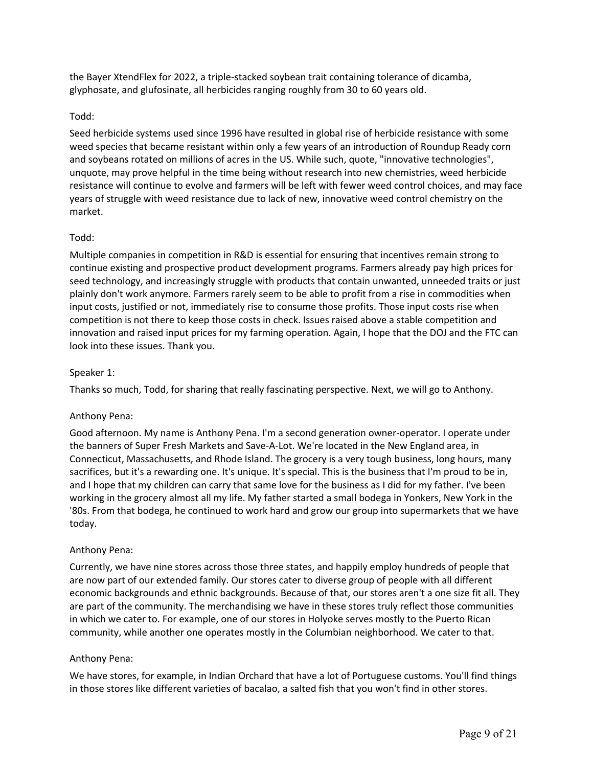the Bayer XtendFlex for 2022, a triple-stacked soybean trait containing tolerance of dicamba, glyphosate, and glufosinate, all herbicides ranging roughly from 30 to 60 years old.

Todd:

Seed herbicide systems used since 1996 have resulted in global rise of herbicide resistance with some weed species that became resistant within only a few years of an introduction of Roundup Ready corn and soybeans rotated on millions of acres in the US. While such, quote, "innovative technologies", unquote, may prove helpful in the time being without research into new chemistries, weed herbicide resistance will continue to evolve and farmers will be left with fewer weed control choices, and may face years of struggle with weed resistance due to lack of new, innovative weed control chemistry on the market.

Todd:

Multiple companies in competition in R&D is essential for ensuring that incentives remain strong to continue existing and prospective product development programs. Farmers already pay high prices for seed technology, and increasingly struggle with products that contain unwanted, unneeded traits or just plainly don't work anymore. Farmers rarely seem to be able to profit from a rise in commodities when input costs, justified or not, immediately rise to consume those profits. Those input costs rise when competition is not there to keep those costs in check. Issues raised above a stable competition and innovation and raised input prices for my farming operation. Again, I hope that the DOJ and the FTC can look into these issues. Thank you.

Speaker 1:

Thanks so much, Todd, for sharing that really fascinating perspective. Next, we will go to Anthony.

Anthony Pena:

Good afternoon. My name is Anthony Pena. I'm a second generation owner-operator. I operate under the banners of Super Fresh Markets and Save-A-Lot. We're located in the New England area, in Connecticut, Massachusetts, and Rhode Island. The grocery is a very tough business, long hours, many sacrifices, but it's a rewarding one. It's unique. It's special. This is the business that I'm proud to be in, and I hope that my children can carry that same love for the business as I did for my father. I've been working in the grocery almost all my life. My father started a small bodega in Yonkers, New York in the '80s. From that bodega, he continued to work hard and grow our group into supermarkets that we have today.

Anthony Pena:

Currently, we have nine stores across those three states, and happily employ hundreds of people that are now part of our extended family. Our stores cater to diverse group of people with all different economic backgrounds and ethnic backgrounds. Because of that, our stores aren't a one size fit all. They are part of the community. The merchandising we have in these stores truly reflect those communities in which we cater to. For example, one of our stores in Holyoke serves mostly to the Puerto Rican community, while another one operates mostly in the Columbian neighborhood. We cater to that.

Anthony Pena:

We have stores, for example, in Indian Orchard that have a lot of Portuguese customs. You'll find things in those stores like different varieties of bacalao, a salted fish that you won't find in other stores.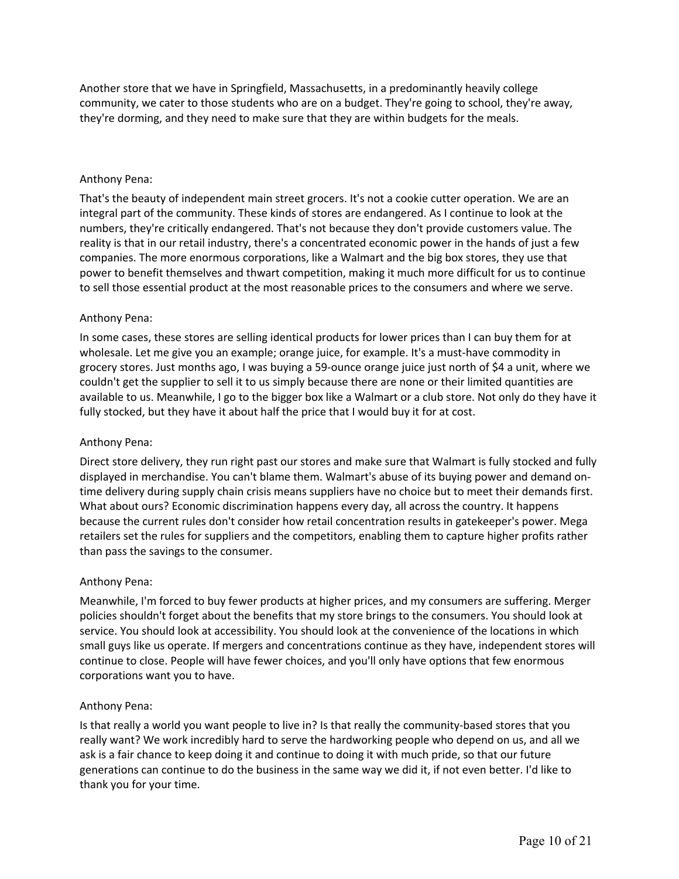Another store that we have in Springfield, Massachusetts, in a predominantly heavily college community, we cater to those students who are on a budget. They're going to school, they're away, they're dorming, and they need to make sure that they are within budgets for the meals.

Anthony Pena:

That's the beauty of independent main street grocers. It's not a cookie cutter operation. We are an integral part of the community. These kinds of stores are endangered. As I continue to look at the numbers, they're critically endangered. That's not because they don't provide customers value. The reality is that in our retail industry, there's a concentrated economic power in the hands of just a few companies. The more enormous corporations, like a Walmart and the big box stores, they use that power to benefit themselves and thwart competition, making it much more difficult for us to continue to sell those essential product at the most reasonable prices to the consumers and where we serve.

Anthony Pena:

In some cases, these stores are selling identical products for lower prices than I can buy them for at wholesale. Let me give you an example; orange juice, for example. It's a must-have commodity in grocery stores. Just months ago, I was buying a 59-ounce orange juice just north of $4 a unit, where we couldn't get the supplier to sell it to us simply because there are none or their limited quantities are available to us. Meanwhile, I go to the bigger box like a Walmart or a club store. Not only do they have it fully stocked, but they have it about half the price that I would buy it for at cost.

Anthony Pena:

Direct store delivery, they run right past our stores and make sure that Walmart is fully stocked and fully displayed in merchandise. You can't blame them. Walmart's abuse of its buying power and demand on-time delivery during supply chain crisis means suppliers have no choice but to meet their demands first. What about ours? Economic discrimination happens every day, all across the country. It happens because the current rules don't consider how retail concentration results in gatekeeper's power. Mega retailers set the rules for suppliers and the competitors, enabling them to capture higher profits rather than pass the savings to the consumer.

Anthony Pena:

Meanwhile, I'm forced to buy fewer products at higher prices, and my consumers are suffering. Merger policies shouldn't forget about the benefits that my store brings to the consumers. You should look at service. You should look at accessibility. You should look at the convenience of the locations in which small guys like us operate. If mergers and concentrations continue as they have, independent stores will continue to close. People will have fewer choices, and you'll only have options that few enormous corporations want you to have.

Anthony Pena:

Is that really a world you want people to live in? Is that really the community-based stores that you really want? We work incredibly hard to serve the hardworking people who depend on us, and all we ask is a fair chance to keep doing it and continue to doing it with much pride, so that our future generations can continue to do the business in the same way we did it, if not even better. I'd like to thank you for your time.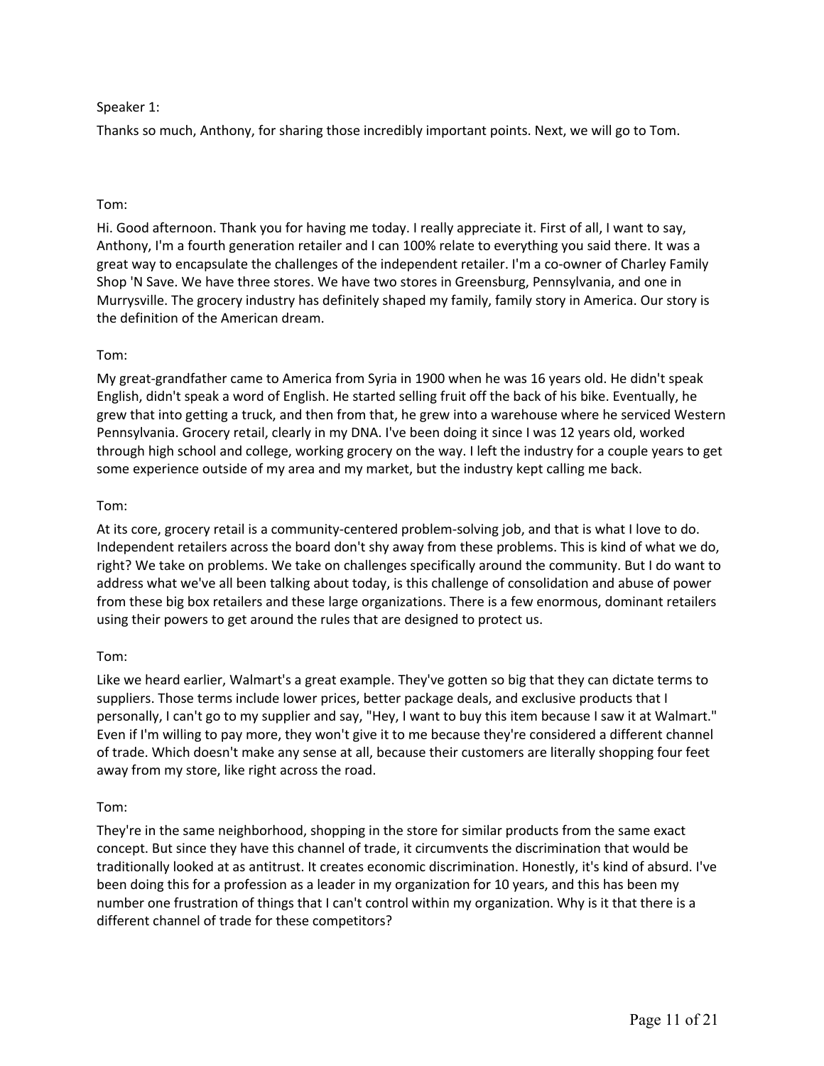Speaker 1:

Thanks so much, Anthony, for sharing those incredibly important points. Next, we will go to Tom.

Tom:

Hi. Good afternoon. Thank you for having me today. I really appreciate it. First of all, I want to say, Anthony, I'm a fourth generation retailer and I can 100% relate to everything you said there. It was a great way to encapsulate the challenges of the independent retailer. I'm a co-owner of Charley Family Shop 'N Save. We have three stores. We have two stores in Greensburg, Pennsylvania, and one in Murrysville. The grocery industry has definitely shaped my family, family story in America. Our story is the definition of the American dream.

Tom:

My great-grandfather came to America from Syria in 1900 when he was 16 years old. He didn't speak English, didn't speak a word of English. He started selling fruit off the back of his bike. Eventually, he grew that into getting a truck, and then from that, he grew into a warehouse where he serviced Western Pennsylvania. Grocery retail, clearly in my DNA. I've been doing it since I was 12 years old, worked through high school and college, working grocery on the way. I left the industry for a couple years to get some experience outside of my area and my market, but the industry kept calling me back.

Tom:

At its core, grocery retail is a community-centered problem-solving job, and that is what I love to do. Independent retailers across the board don't shy away from these problems. This is kind of what we do, right? We take on problems. We take on challenges specifically around the community. But I do want to address what we've all been talking about today, is this challenge of consolidation and abuse of power from these big box retailers and these large organizations. There is a few enormous, dominant retailers using their powers to get around the rules that are designed to protect us.

Tom:

Like we heard earlier, Walmart's a great example. They've gotten so big that they can dictate terms to suppliers. Those terms include lower prices, better package deals, and exclusive products that I personally, I can't go to my supplier and say, "Hey, I want to buy this item because I saw it at Walmart." Even if I'm willing to pay more, they won't give it to me because they're considered a different channel of trade. Which doesn't make any sense at all, because their customers are literally shopping four feet away from my store, like right across the road.

Tom:

They're in the same neighborhood, shopping in the store for similar products from the same exact concept. But since they have this channel of trade, it circumvents the discrimination that would be traditionally looked at as antitrust. It creates economic discrimination. Honestly, it's kind of absurd. I've been doing this for a profession as a leader in my organization for 10 years, and this has been my number one frustration of things that I can't control within my organization. Why is it that there is a different channel of trade for these competitors?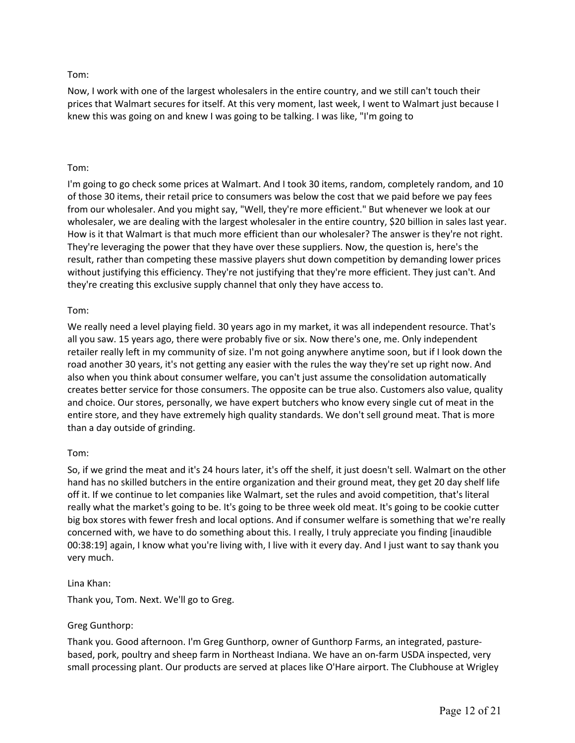Tom:

Now, I work with one of the largest wholesalers in the entire country, and we still can't touch their prices that Walmart secures for itself. At this very moment, last week, I went to Walmart just because I knew this was going on and knew I was going to be talking. I was like, "I'm going to

Tom:

I'm going to go check some prices at Walmart. And I took 30 items, random, completely random, and 10 of those 30 items, their retail price to consumers was below the cost that we paid before we pay fees from our wholesaler. And you might say, "Well, they're more efficient." But whenever we look at our wholesaler, we are dealing with the largest wholesaler in the entire country, $20 billion in sales last year. How is it that Walmart is that much more efficient than our wholesaler? The answer is they're not right. They're leveraging the power that they have over these suppliers. Now, the question is, here's the result, rather than competing these massive players shut down competition by demanding lower prices without justifying this efficiency. They're not justifying that they're more efficient. They just can't. And they're creating this exclusive supply channel that only they have access to.

Tom:

We really need a level playing field. 30 years ago in my market, it was all independent resource. That's all you saw. 15 years ago, there were probably five or six. Now there's one, me. Only independent retailer really left in my community of size. I'm not going anywhere anytime soon, but if I look down the road another 30 years, it's not getting any easier with the rules the way they're set up right now. And also when you think about consumer welfare, you can't just assume the consolidation automatically creates better service for those consumers. The opposite can be true also. Customers also value, quality and choice. Our stores, personally, we have expert butchers who know every single cut of meat in the entire store, and they have extremely high quality standards. We don't sell ground meat. That is more than a day outside of grinding.

Tom:

So, if we grind the meat and it's 24 hours later, it's off the shelf, it just doesn't sell. Walmart on the other hand has no skilled butchers in the entire organization and their ground meat, they get 20 day shelf life off it. If we continue to let companies like Walmart, set the rules and avoid competition, that's literal really what the market's going to be. It's going to be three week old meat. It's going to be cookie cutter big box stores with fewer fresh and local options. And if consumer welfare is something that we're really concerned with, we have to do something about this. I really, I truly appreciate you finding [inaudible 00:38:19] again, I know what you're living with, I live with it every day. And I just want to say thank you very much.

Lina Khan:

Thank you, Tom. Next. We'll go to Greg.

Greg Gunthorp:

Thank you. Good afternoon. I'm Greg Gunthorp, owner of Gunthorp Farms, an integrated, pasture-based, pork, poultry and sheep farm in Northeast Indiana. We have an on-farm USDA inspected, very small processing plant. Our products are served at places like O'Hare airport. The Clubhouse at Wrigley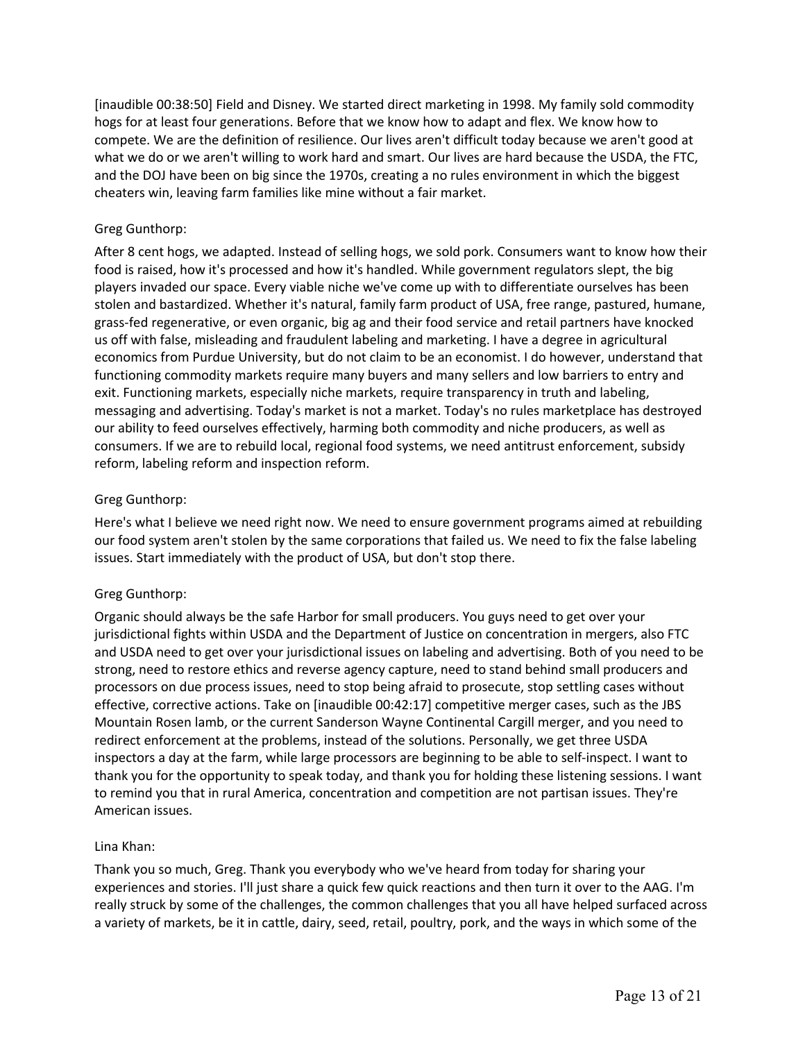[inaudible 00:38:50] Field and Disney. We started direct marketing in 1998. My family sold commodity hogs for at least four generations. Before that we know how to adapt and flex. We know how to compete. We are the definition of resilience. Our lives aren't difficult today because we aren't good at what we do or we aren't willing to work hard and smart. Our lives are hard because the USDA, the FTC, and the DOJ have been on big since the 1970s, creating a no rules environment in which the biggest cheaters win, leaving farm families like mine without a fair market.

Greg Gunthorp:

After 8 cent hogs, we adapted. Instead of selling hogs, we sold pork. Consumers want to know how their food is raised, how it's processed and how it's handled. While government regulators slept, the big players invaded our space. Every viable niche we've come up with to differentiate ourselves has been stolen and bastardized. Whether it's natural, family farm product of USA, free range, pastured, humane, grass-fed regenerative, or even organic, big ag and their food service and retail partners have knocked us off with false, misleading and fraudulent labeling and marketing. I have a degree in agricultural economics from Purdue University, but do not claim to be an economist. I do however, understand that functioning commodity markets require many buyers and many sellers and low barriers to entry and exit. Functioning markets, especially niche markets, require transparency in truth and labeling, messaging and advertising. Today's market is not a market. Today's no rules marketplace has destroyed our ability to feed ourselves effectively, harming both commodity and niche producers, as well as consumers. If we are to rebuild local, regional food systems, we need antitrust enforcement, subsidy reform, labeling reform and inspection reform.

Greg Gunthorp:

Here's what I believe we need right now. We need to ensure government programs aimed at rebuilding our food system aren't stolen by the same corporations that failed us. We need to fix the false labeling issues. Start immediately with the product of USA, but don't stop there.

Greg Gunthorp:

Organic should always be the safe Harbor for small producers. You guys need to get over your jurisdictional fights within USDA and the Department of Justice on concentration in mergers, also FTC and USDA need to get over your jurisdictional issues on labeling and advertising. Both of you need to be strong, need to restore ethics and reverse agency capture, need to stand behind small producers and processors on due process issues, need to stop being afraid to prosecute, stop settling cases without effective, corrective actions. Take on [inaudible 00:42:17] competitive merger cases, such as the JBS Mountain Rosen lamb, or the current Sanderson Wayne Continental Cargill merger, and you need to redirect enforcement at the problems, instead of the solutions. Personally, we get three USDA inspectors a day at the farm, while large processors are beginning to be able to self-inspect. I want to thank you for the opportunity to speak today, and thank you for holding these listening sessions. I want to remind you that in rural America, concentration and competition are not partisan issues. They're American issues.

Lina Khan:

Thank you so much, Greg. Thank you everybody who we've heard from today for sharing your experiences and stories. I'll just share a quick few quick reactions and then turn it over to the AAG. I'm really struck by some of the challenges, the common challenges that you all have helped surfaced across a variety of markets, be it in cattle, dairy, seed, retail, poultry, pork, and the ways in which some of the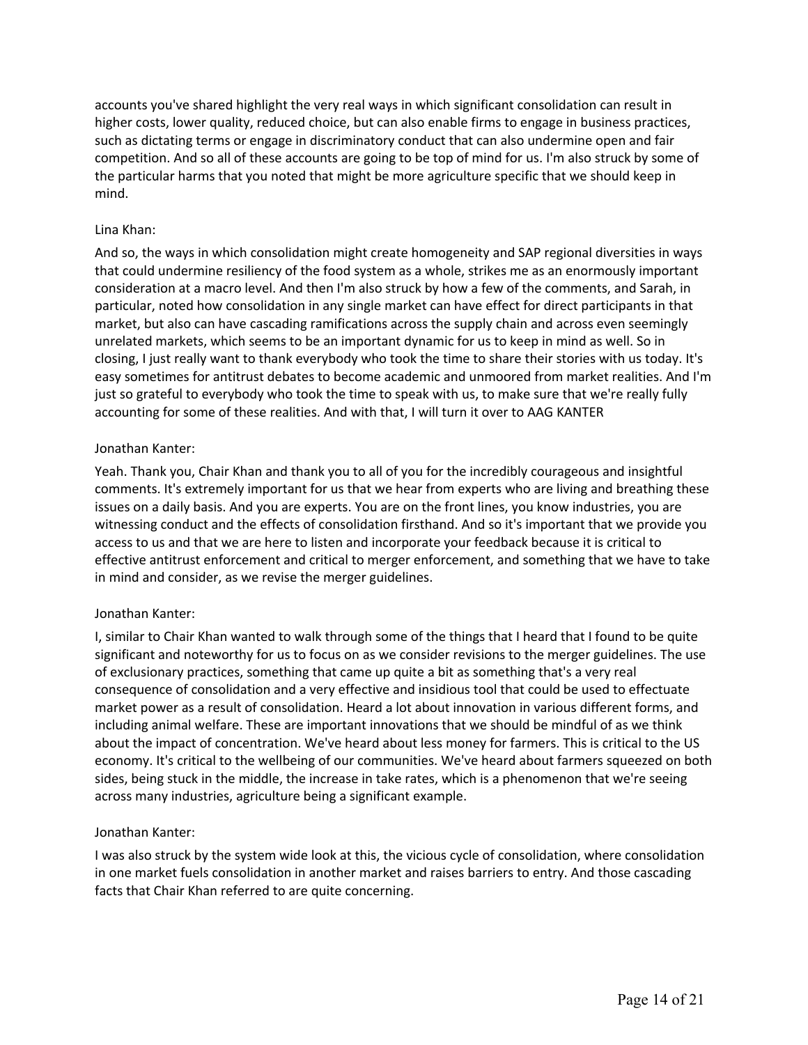accounts you've shared highlight the very real ways in which significant consolidation can result in higher costs, lower quality, reduced choice, but can also enable firms to engage in business practices, such as dictating terms or engage in discriminatory conduct that can also undermine open and fair competition. And so all of these accounts are going to be top of mind for us. I'm also struck by some of the particular harms that you noted that might be more agriculture specific that we should keep in mind.

Lina Khan:

And so, the ways in which consolidation might create homogeneity and SAP regional diversities in ways that could undermine resiliency of the food system as a whole, strikes me as an enormously important consideration at a macro level. And then I'm also struck by how a few of the comments, and Sarah, in particular, noted how consolidation in any single market can have effect for direct participants in that market, but also can have cascading ramifications across the supply chain and across even seemingly unrelated markets, which seems to be an important dynamic for us to keep in mind as well. So in closing, I just really want to thank everybody who took the time to share their stories with us today. It's easy sometimes for antitrust debates to become academic and unmoored from market realities. And I'm just so grateful to everybody who took the time to speak with us, to make sure that we're really fully accounting for some of these realities. And with that, I will turn it over to AAG KANTER

Jonathan Kanter:

Yeah. Thank you, Chair Khan and thank you to all of you for the incredibly courageous and insightful comments. It's extremely important for us that we hear from experts who are living and breathing these issues on a daily basis. And you are experts. You are on the front lines, you know industries, you are witnessing conduct and the effects of consolidation firsthand. And so it's important that we provide you access to us and that we are here to listen and incorporate your feedback because it is critical to effective antitrust enforcement and critical to merger enforcement, and something that we have to take in mind and consider, as we revise the merger guidelines.

Jonathan Kanter:

I, similar to Chair Khan wanted to walk through some of the things that I heard that I found to be quite significant and noteworthy for us to focus on as we consider revisions to the merger guidelines. The use of exclusionary practices, something that came up quite a bit as something that's a very real consequence of consolidation and a very effective and insidious tool that could be used to effectuate market power as a result of consolidation. Heard a lot about innovation in various different forms, and including animal welfare. These are important innovations that we should be mindful of as we think about the impact of concentration. We've heard about less money for farmers. This is critical to the US economy. It's critical to the wellbeing of our communities. We've heard about farmers squeezed on both sides, being stuck in the middle, the increase in take rates, which is a phenomenon that we're seeing across many industries, agriculture being a significant example.

Jonathan Kanter:

I was also struck by the system wide look at this, the vicious cycle of consolidation, where consolidation in one market fuels consolidation in another market and raises barriers to entry. And those cascading facts that Chair Khan referred to are quite concerning.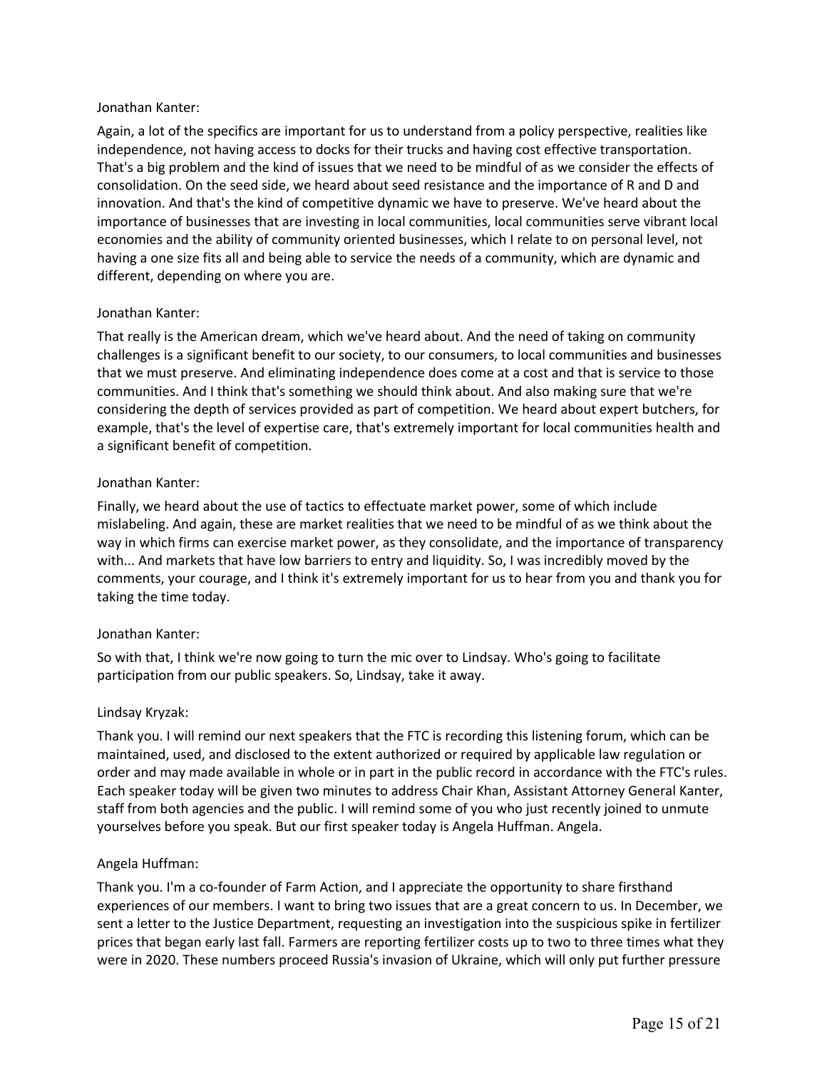Jonathan Kanter:

Again, a lot of the specifics are important for us to understand from a policy perspective, realities like independence, not having access to docks for their trucks and having cost effective transportation. That's a big problem and the kind of issues that we need to be mindful of as we consider the effects of consolidation. On the seed side, we heard about seed resistance and the importance of R and D and innovation. And that's the kind of competitive dynamic we have to preserve. We've heard about the importance of businesses that are investing in local communities, local communities serve vibrant local economies and the ability of community oriented businesses, which I relate to on personal level, not having a one size fits all and being able to service the needs of a community, which are dynamic and different, depending on where you are.

Jonathan Kanter:

That really is the American dream, which we've heard about. And the need of taking on community challenges is a significant benefit to our society, to our consumers, to local communities and businesses that we must preserve. And eliminating independence does come at a cost and that is service to those communities. And I think that's something we should think about. And also making sure that we're considering the depth of services provided as part of competition. We heard about expert butchers, for example, that's the level of expertise care, that's extremely important for local communities health and a significant benefit of competition.

Jonathan Kanter:

Finally, we heard about the use of tactics to effectuate market power, some of which include mislabeling. And again, these are market realities that we need to be mindful of as we think about the way in which firms can exercise market power, as they consolidate, and the importance of transparency with... And markets that have low barriers to entry and liquidity. So, I was incredibly moved by the comments, your courage, and I think it's extremely important for us to hear from you and thank you for taking the time today.

Jonathan Kanter:

So with that, I think we're now going to turn the mic over to Lindsay. Who's going to facilitate participation from our public speakers. So, Lindsay, take it away.

Lindsay Kryzak:

Thank you. I will remind our next speakers that the FTC is recording this listening forum, which can be maintained, used, and disclosed to the extent authorized or required by applicable law regulation or order and may made available in whole or in part in the public record in accordance with the FTC's rules. Each speaker today will be given two minutes to address Chair Khan, Assistant Attorney General Kanter, staff from both agencies and the public. I will remind some of you who just recently joined to unmute yourselves before you speak. But our first speaker today is Angela Huffman. Angela.

Angela Huffman:

Thank you. I'm a co-founder of Farm Action, and I appreciate the opportunity to share firsthand experiences of our members. I want to bring two issues that are a great concern to us. In December, we sent a letter to the Justice Department, requesting an investigation into the suspicious spike in fertilizer prices that began early last fall. Farmers are reporting fertilizer costs up to two to three times what they were in 2020. These numbers proceed Russia's invasion of Ukraine, which will only put further pressure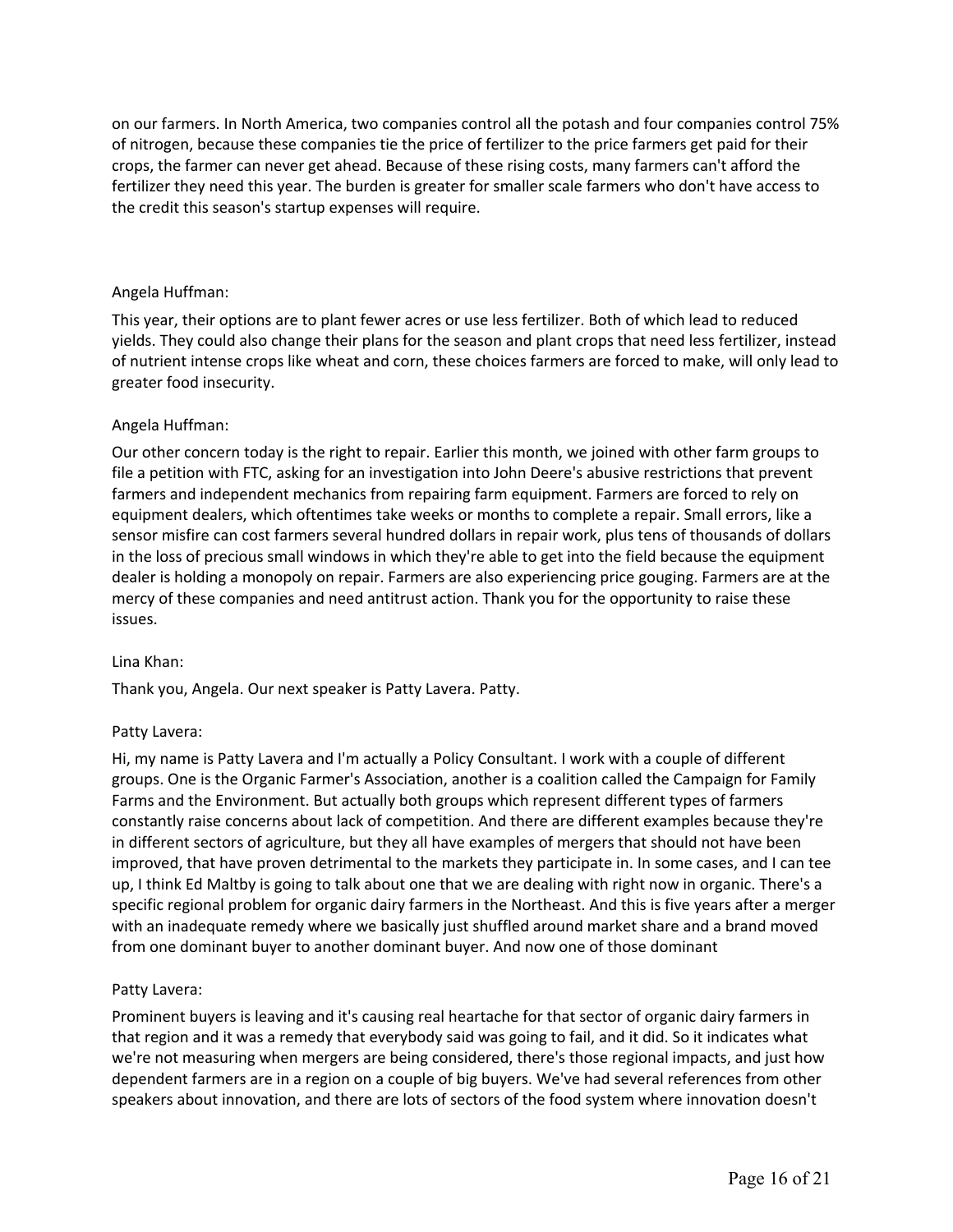on our farmers. In North America, two companies control all the potash and four companies control 75% of nitrogen, because these companies tie the price of fertilizer to the price farmers get paid for their crops, the farmer can never get ahead. Because of these rising costs, many farmers can't afford the fertilizer they need this year. The burden is greater for smaller scale farmers who don't have access to the credit this season's startup expenses will require.

Angela Huffman:

This year, their options are to plant fewer acres or use less fertilizer. Both of which lead to reduced yields. They could also change their plans for the season and plant crops that need less fertilizer, instead of nutrient intense crops like wheat and corn, these choices farmers are forced to make, will only lead to greater food insecurity.

Angela Huffman:

Our other concern today is the right to repair. Earlier this month, we joined with other farm groups to file a petition with FTC, asking for an investigation into John Deere's abusive restrictions that prevent farmers and independent mechanics from repairing farm equipment. Farmers are forced to rely on equipment dealers, which oftentimes take weeks or months to complete a repair. Small errors, like a sensor misfire can cost farmers several hundred dollars in repair work, plus tens of thousands of dollars in the loss of precious small windows in which they're able to get into the field because the equipment dealer is holding a monopoly on repair. Farmers are also experiencing price gouging. Farmers are at the mercy of these companies and need antitrust action. Thank you for the opportunity to raise these issues.

Lina Khan:

Thank you, Angela. Our next speaker is Patty Lavera. Patty.

Patty Lavera:

Hi, my name is Patty Lavera and I'm actually a Policy Consultant. I work with a couple of different groups. One is the Organic Farmer's Association, another is a coalition called the Campaign for Family Farms and the Environment. But actually both groups which represent different types of farmers constantly raise concerns about lack of competition. And there are different examples because they're in different sectors of agriculture, but they all have examples of mergers that should not have been improved, that have proven detrimental to the markets they participate in. In some cases, and I can tee up, I think Ed Maltby is going to talk about one that we are dealing with right now in organic. There's a specific regional problem for organic dairy farmers in the Northeast. And this is five years after a merger with an inadequate remedy where we basically just shuffled around market share and a brand moved from one dominant buyer to another dominant buyer. And now one of those dominant

Patty Lavera:

Prominent buyers is leaving and it's causing real heartache for that sector of organic dairy farmers in that region and it was a remedy that everybody said was going to fail, and it did. So it indicates what we're not measuring when mergers are being considered, there's those regional impacts, and just how dependent farmers are in a region on a couple of big buyers. We've had several references from other speakers about innovation, and there are lots of sectors of the food system where innovation doesn't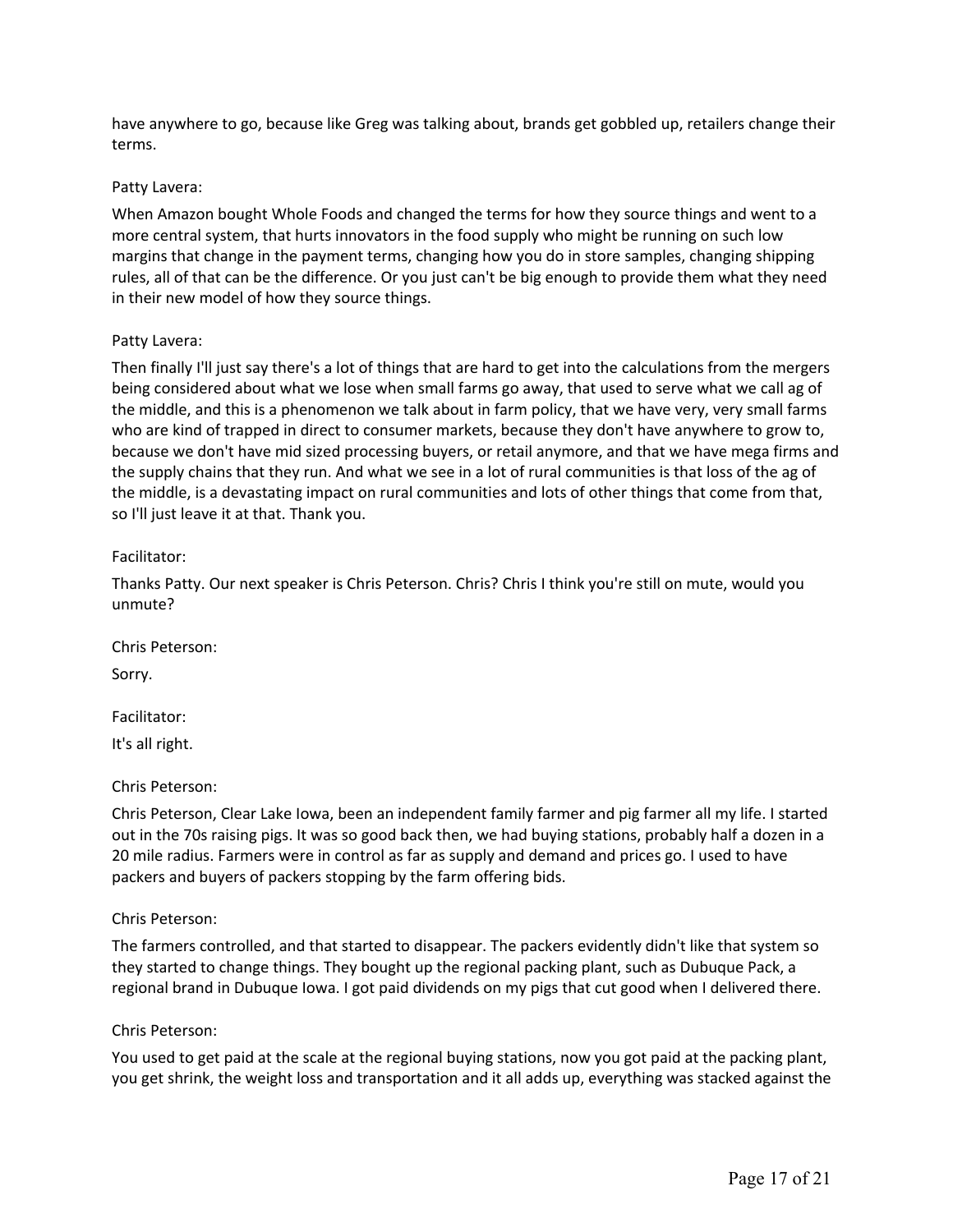have anywhere to go, because like Greg was talking about, brands get gobbled up, retailers change their terms.

Patty Lavera:

When Amazon bought Whole Foods and changed the terms for how they source things and went to a more central system, that hurts innovators in the food supply who might be running on such low margins that change in the payment terms, changing how you do in store samples, changing shipping rules, all of that can be the difference. Or you just can't be big enough to provide them what they need in their new model of how they source things.

Patty Lavera:

Then finally I'll just say there's a lot of things that are hard to get into the calculations from the mergers being considered about what we lose when small farms go away, that used to serve what we call ag of the middle, and this is a phenomenon we talk about in farm policy, that we have very, very small farms who are kind of trapped in direct to consumer markets, because they don't have anywhere to grow to, because we don't have mid sized processing buyers, or retail anymore, and that we have mega firms and the supply chains that they run. And what we see in a lot of rural communities is that loss of the ag of the middle, is a devastating impact on rural communities and lots of other things that come from that, so I'll just leave it at that. Thank you.

Facilitator:

Thanks Patty. Our next speaker is Chris Peterson. Chris? Chris I think you're still on mute, would you unmute?

Chris Peterson:

Sorry.

Facilitator:

It's all right.

Chris Peterson:

Chris Peterson, Clear Lake Iowa, been an independent family farmer and pig farmer all my life. I started out in the 70s raising pigs. It was so good back then, we had buying stations, probably half a dozen in a 20 mile radius. Farmers were in control as far as supply and demand and prices go. I used to have packers and buyers of packers stopping by the farm offering bids.

Chris Peterson:

The farmers controlled, and that started to disappear. The packers evidently didn't like that system so they started to change things. They bought up the regional packing plant, such as Dubuque Pack, a regional brand in Dubuque Iowa. I got paid dividends on my pigs that cut good when I delivered there.

Chris Peterson:

You used to get paid at the scale at the regional buying stations, now you got paid at the packing plant, you get shrink, the weight loss and transportation and it all adds up, everything was stacked against the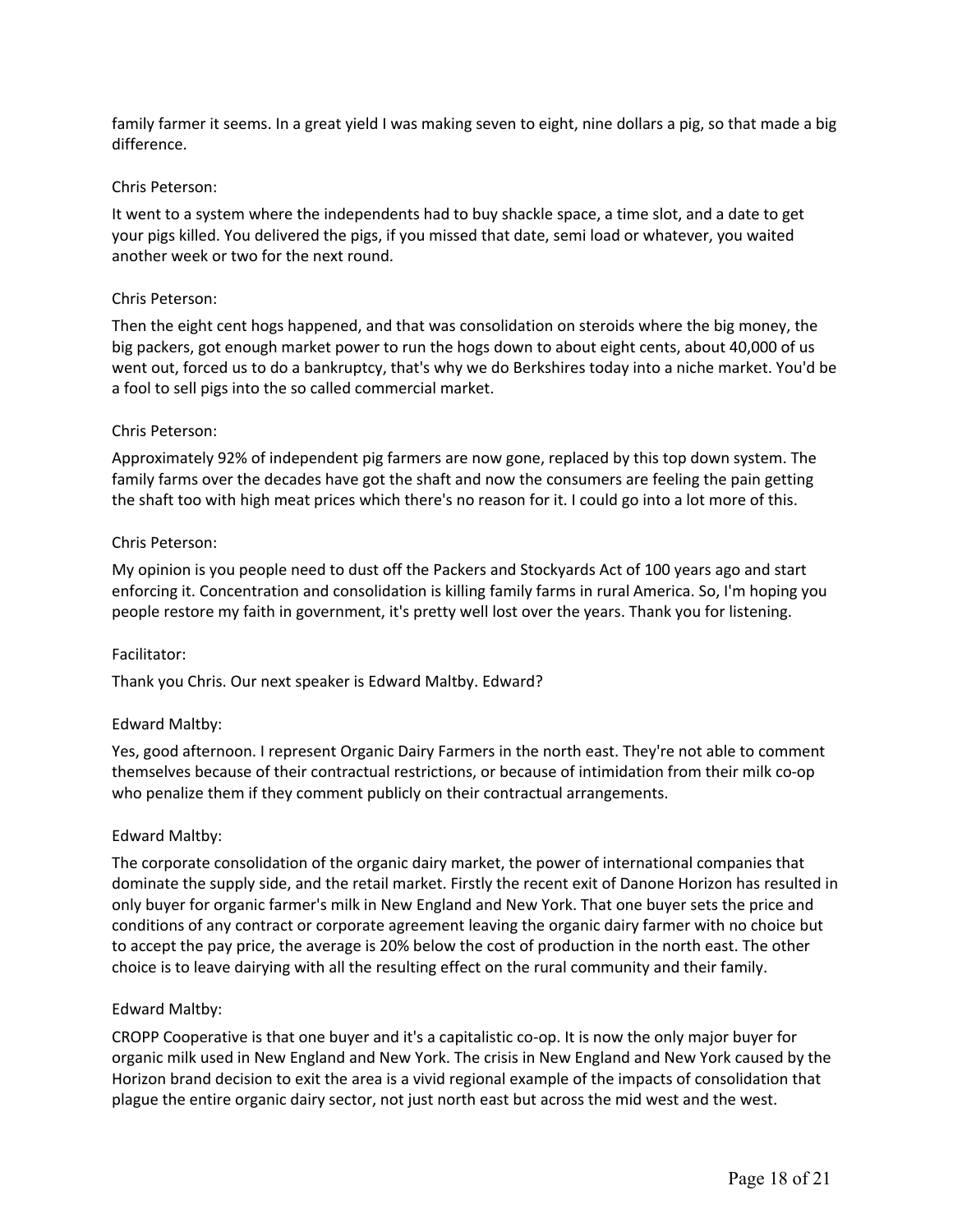family farmer it seems. In a great yield I was making seven to eight, nine dollars a pig, so that made a big difference.

Chris Peterson:

It went to a system where the independents had to buy shackle space, a time slot, and a date to get your pigs killed. You delivered the pigs, if you missed that date, semi load or whatever, you waited another week or two for the next round.

Chris Peterson:

Then the eight cent hogs happened, and that was consolidation on steroids where the big money, the big packers, got enough market power to run the hogs down to about eight cents, about 40,000 of us went out, forced us to do a bankruptcy, that's why we do Berkshires today into a niche market. You'd be a fool to sell pigs into the so called commercial market.

Chris Peterson:

Approximately 92% of independent pig farmers are now gone, replaced by this top down system. The family farms over the decades have got the shaft and now the consumers are feeling the pain getting the shaft too with high meat prices which there's no reason for it. I could go into a lot more of this.

Chris Peterson:

My opinion is you people need to dust off the Packers and Stockyards Act of 100 years ago and start enforcing it. Concentration and consolidation is killing family farms in rural America. So, I'm hoping you people restore my faith in government, it's pretty well lost over the years. Thank you for listening.

Facilitator:

Thank you Chris. Our next speaker is Edward Maltby. Edward?

Edward Maltby:

Yes, good afternoon. I represent Organic Dairy Farmers in the north east. They're not able to comment themselves because of their contractual restrictions, or because of intimidation from their milk co-op who penalize them if they comment publicly on their contractual arrangements.

Edward Maltby:

The corporate consolidation of the organic dairy market, the power of international companies that dominate the supply side, and the retail market. Firstly the recent exit of Danone Horizon has resulted in only buyer for organic farmer's milk in New England and New York. That one buyer sets the price and conditions of any contract or corporate agreement leaving the organic dairy farmer with no choice but to accept the pay price, the average is 20% below the cost of production in the north east. The other choice is to leave dairying with all the resulting effect on the rural community and their family.

Edward Maltby:

CROPP Cooperative is that one buyer and it's a capitalistic co-op. It is now the only major buyer for organic milk used in New England and New York. The crisis in New England and New York caused by the Horizon brand decision to exit the area is a vivid regional example of the impacts of consolidation that plague the entire organic dairy sector, not just north east but across the mid west and the west.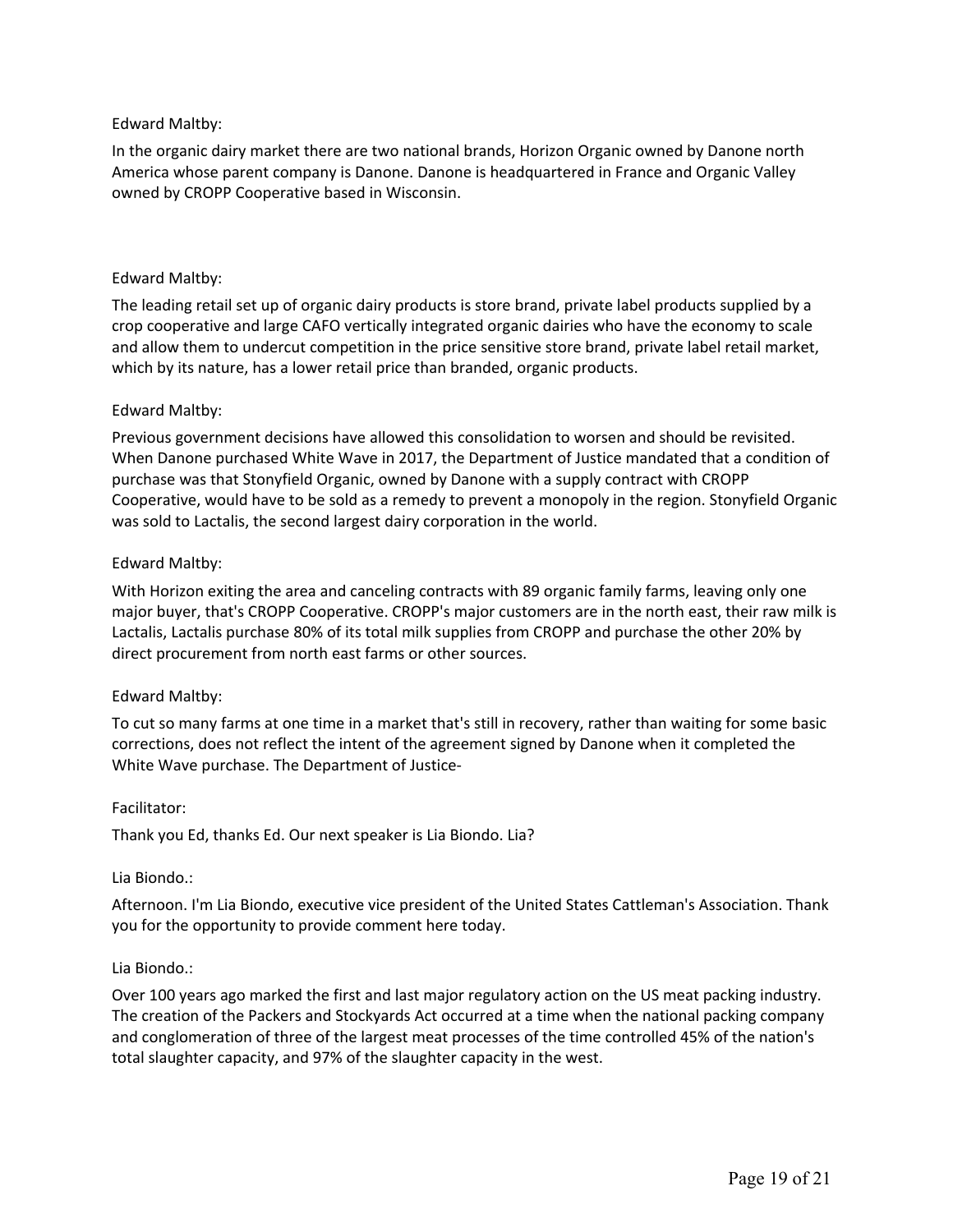Edward Maltby:

In the organic dairy market there are two national brands, Horizon Organic owned by Danone north America whose parent company is Danone. Danone is headquartered in France and Organic Valley owned by CROPP Cooperative based in Wisconsin.

Edward Maltby:

The leading retail set up of organic dairy products is store brand, private label products supplied by a crop cooperative and large CAFO vertically integrated organic dairies who have the economy to scale and allow them to undercut competition in the price sensitive store brand, private label retail market, which by its nature, has a lower retail price than branded, organic products.

Edward Maltby:

Previous government decisions have allowed this consolidation to worsen and should be revisited. When Danone purchased White Wave in 2017, the Department of Justice mandated that a condition of purchase was that Stonyfield Organic, owned by Danone with a supply contract with CROPP Cooperative, would have to be sold as a remedy to prevent a monopoly in the region. Stonyfield Organic was sold to Lactalis, the second largest dairy corporation in the world.

Edward Maltby:

With Horizon exiting the area and canceling contracts with 89 organic family farms, leaving only one major buyer, that's CROPP Cooperative. CROPP's major customers are in the north east, their raw milk is Lactalis, Lactalis purchase 80% of its total milk supplies from CROPP and purchase the other 20% by direct procurement from north east farms or other sources.

Edward Maltby:

To cut so many farms at one time in a market that's still in recovery, rather than waiting for some basic corrections, does not reflect the intent of the agreement signed by Danone when it completed the White Wave purchase. The Department of Justice-

Facilitator:

Thank you Ed, thanks Ed. Our next speaker is Lia Biondo. Lia?

Lia Biondo.:

Afternoon. I'm Lia Biondo, executive vice president of the United States Cattleman's Association. Thank you for the opportunity to provide comment here today.

Lia Biondo.:

Over 100 years ago marked the first and last major regulatory action on the US meat packing industry. The creation of the Packers and Stockyards Act occurred at a time when the national packing company and conglomeration of three of the largest meat processes of the time controlled 45% of the nation's total slaughter capacity, and 97% of the slaughter capacity in the west.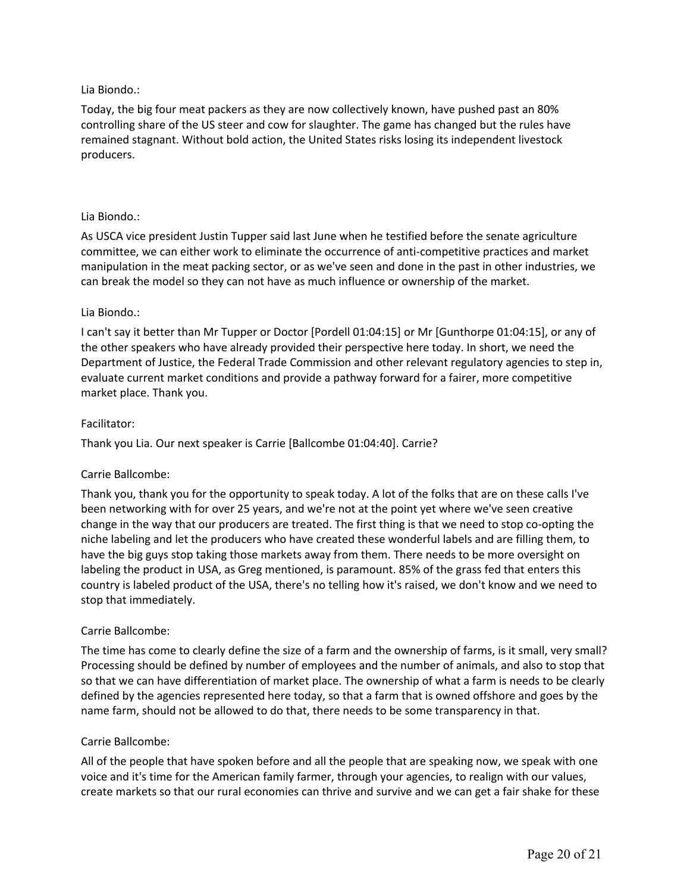Lia Biondo.:

Today, the big four meat packers as they are now collectively known, have pushed past an 80% controlling share of the US steer and cow for slaughter. The game has changed but the rules have remained stagnant. Without bold action, the United States risks losing its independent livestock producers.

Lia Biondo.:

As USCA vice president Justin Tupper said last June when he testified before the senate agriculture committee, we can either work to eliminate the occurrence of anti-competitive practices and market manipulation in the meat packing sector, or as we've seen and done in the past in other industries, we can break the model so they can not have as much influence or ownership of the market.

Lia Biondo.:

I can't say it better than Mr Tupper or Doctor [Pordell 01:04:15] or Mr [Gunthorpe 01:04:15], or any of the other speakers who have already provided their perspective here today. In short, we need the Department of Justice, the Federal Trade Commission and other relevant regulatory agencies to step in, evaluate current market conditions and provide a pathway forward for a fairer, more competitive market place. Thank you.

Facilitator:

Thank you Lia. Our next speaker is Carrie [Ballcombe 01:04:40]. Carrie?

Carrie Ballcombe:

Thank you, thank you for the opportunity to speak today. A lot of the folks that are on these calls I've been networking with for over 25 years, and we're not at the point yet where we've seen creative change in the way that our producers are treated. The first thing is that we need to stop co-opting the niche labeling and let the producers who have created these wonderful labels and are filling them, to have the big guys stop taking those markets away from them. There needs to be more oversight on labeling the product in USA, as Greg mentioned, is paramount. 85% of the grass fed that enters this country is labeled product of the USA, there's no telling how it's raised, we don't know and we need to stop that immediately.

Carrie Ballcombe:

The time has come to clearly define the size of a farm and the ownership of farms, is it small, very small? Processing should be defined by number of employees and the number of animals, and also to stop that so that we can have differentiation of market place. The ownership of what a farm is needs to be clearly defined by the agencies represented here today, so that a farm that is owned offshore and goes by the name farm, should not be allowed to do that, there needs to be some transparency in that.

Carrie Ballcombe:

All of the people that have spoken before and all the people that are speaking now, we speak with one voice and it's time for the American family farmer, through your agencies, to realign with our values, create markets so that our rural economies can thrive and survive and we can get a fair shake for these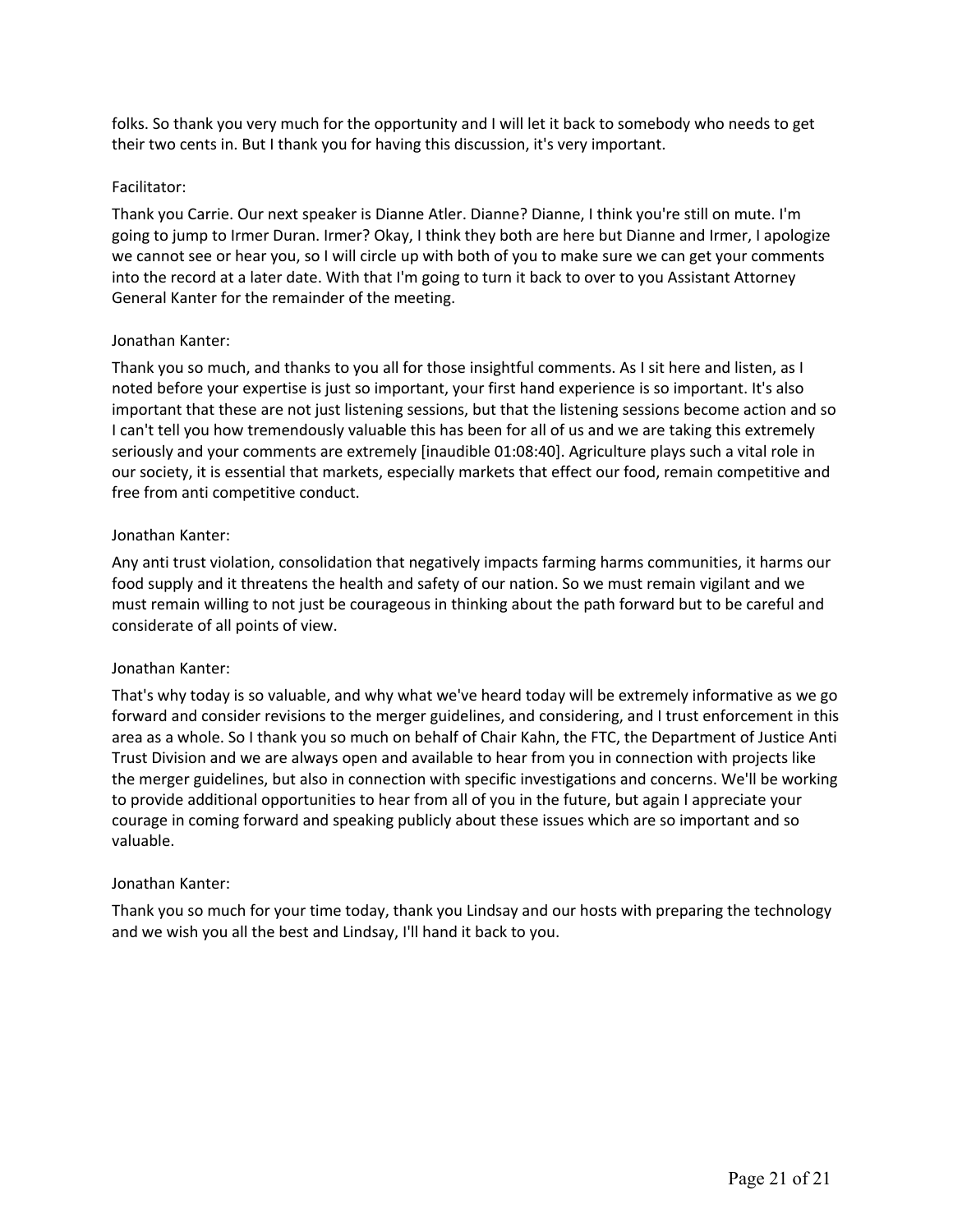folks. So thank you very much for the opportunity and I will let it back to somebody who needs to get their two cents in. But I thank you for having this discussion, it's very important.

Facilitator:

Thank you Carrie. Our next speaker is Dianne Atler. Dianne? Dianne, I think you're still on mute. I'm going to jump to Irmer Duran. Irmer? Okay, I think they both are here but Dianne and Irmer, I apologize we cannot see or hear you, so I will circle up with both of you to make sure we can get your comments into the record at a later date. With that I'm going to turn it back to over to you Assistant Attorney General Kanter for the remainder of the meeting.

Jonathan Kanter:

Thank you so much, and thanks to you all for those insightful comments. As I sit here and listen, as I noted before your expertise is just so important, your first hand experience is so important. It's also important that these are not just listening sessions, but that the listening sessions become action and so I can't tell you how tremendously valuable this has been for all of us and we are taking this extremely seriously and your comments are extremely [inaudible 01:08:40]. Agriculture plays such a vital role in our society, it is essential that markets, especially markets that effect our food, remain competitive and free from anti competitive conduct.

Jonathan Kanter:

Any anti trust violation, consolidation that negatively impacts farming harms communities, it harms our food supply and it threatens the health and safety of our nation. So we must remain vigilant and we must remain willing to not just be courageous in thinking about the path forward but to be careful and considerate of all points of view.

Jonathan Kanter:

That's why today is so valuable, and why what we've heard today will be extremely informative as we go forward and consider revisions to the merger guidelines, and considering, and I trust enforcement in this area as a whole. So I thank you so much on behalf of Chair Kahn, the FTC, the Department of Justice Anti Trust Division and we are always open and available to hear from you in connection with projects like the merger guidelines, but also in connection with specific investigations and concerns. We'll be working to provide additional opportunities to hear from all of you in the future, but again I appreciate your courage in coming forward and speaking publicly about these issues which are so important and so valuable.

Jonathan Kanter:

Thank you so much for your time today, thank you Lindsay and our hosts with preparing the technology and we wish you all the best and Lindsay, I'll hand it back to you.